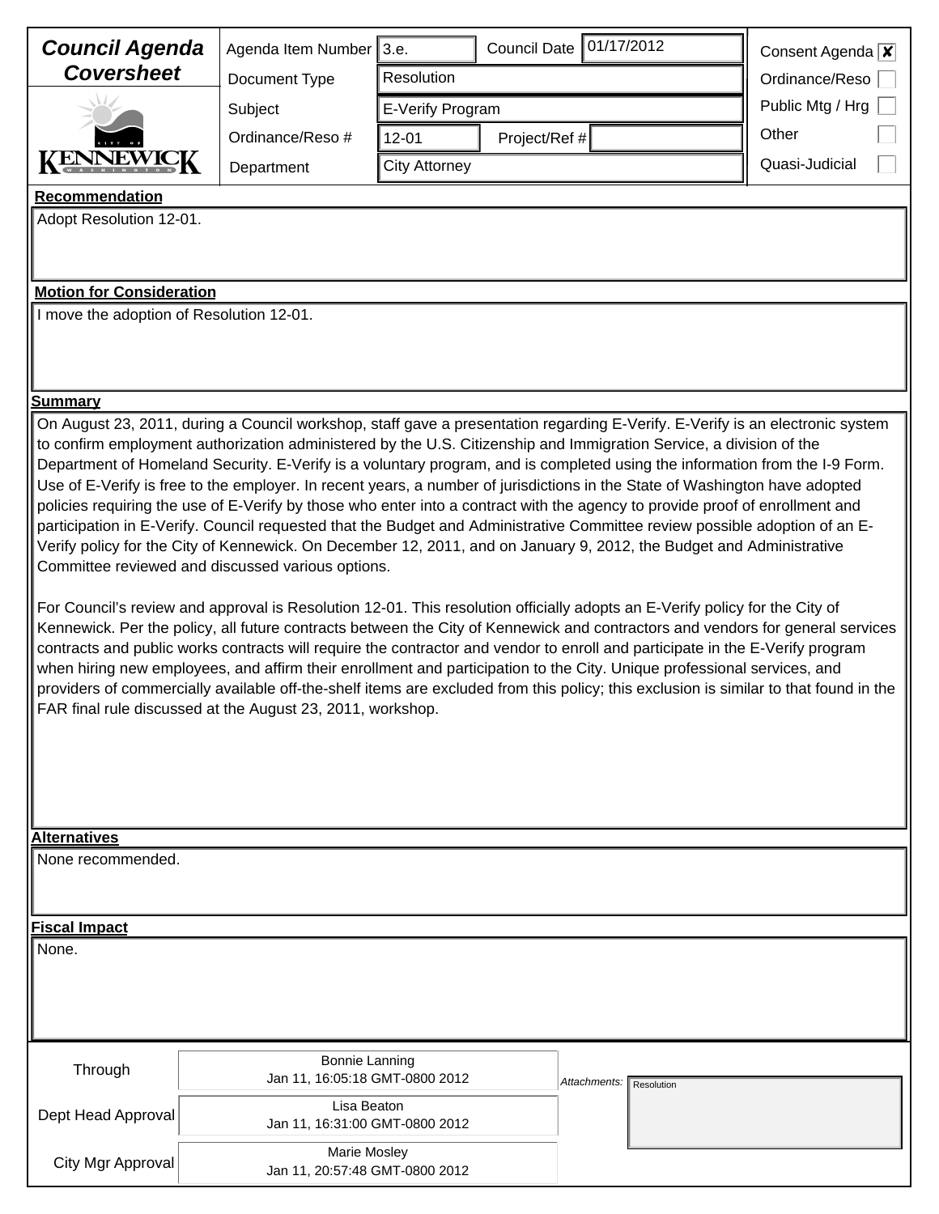# Council Agenda Coversheet

KENNEWICK

| | | | |
|---|---|---|---|
| Agenda Item Number | 3.e. | Council Date | 01/17/2012 |
| Document Type | Resolution | | |
| Subject | E-Verify Program | | |
| Ordinance/Reso # | 12-01 | Project/Ref # | |
| Department | City Attorney | | |

- Consent Agenda [x]
- Ordinance/Reso [ ]
- Public Mtg / Hrg [ ]
- Other [ ]
- Quasi-Judicial [ ]

**Recommendation**

Adopt Resolution 12-01.

**Motion for Consideration**

I move the adoption of Resolution 12-01.

**Summary**

On August 23, 2011, during a Council workshop, staff gave a presentation regarding E-Verify. E-Verify is an electronic system to confirm employment authorization administered by the U.S. Citizenship and Immigration Service, a division of the Department of Homeland Security. E-Verify is a voluntary program, and is completed using the information from the I-9 Form. Use of E-Verify is free to the employer. In recent years, a number of jurisdictions in the State of Washington have adopted policies requiring the use of E-Verify by those who enter into a contract with the agency to provide proof of enrollment and participation in E-Verify. Council requested that the Budget and Administrative Committee review possible adoption of an E-Verify policy for the City of Kennewick. On December 12, 2011, and on January 9, 2012, the Budget and Administrative Committee reviewed and discussed various options.

For Council's review and approval is Resolution 12-01. This resolution officially adopts an E-Verify policy for the City of Kennewick. Per the policy, all future contracts between the City of Kennewick and contractors and vendors for general services contracts and public works contracts will require the contractor and vendor to enroll and participate in the E-Verify program when hiring new employees, and affirm their enrollment and participation to the City. Unique professional services, and providers of commercially available off-the-shelf items are excluded from this policy; this exclusion is similar to that found in the FAR final rule discussed at the August 23, 2011, workshop.

**Alternatives**

None recommended.

**Fiscal Impact**

None.

| | |
|---|---|
| Through | Bonnie Lanning<br>Jan 11, 16:05:18 GMT-0800 2012 |
| Dept Head Approval | Lisa Beaton<br>Jan 11, 16:31:00 GMT-0800 2012 |
| City Mgr Approval | Marie Mosley<br>Jan 11, 20:57:48 GMT-0800 2012 |

*Attachments:* Resolution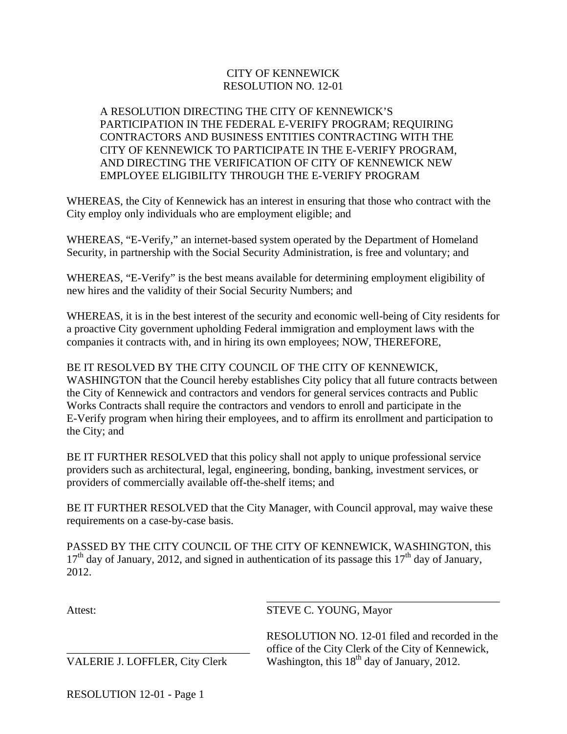# CITY OF KENNEWICK
# RESOLUTION NO. 12-01

A RESOLUTION DIRECTING THE CITY OF KENNEWICK'S PARTICIPATION IN THE FEDERAL E-VERIFY PROGRAM; REQUIRING CONTRACTORS AND BUSINESS ENTITIES CONTRACTING WITH THE CITY OF KENNEWICK TO PARTICIPATE IN THE E-VERIFY PROGRAM, AND DIRECTING THE VERIFICATION OF CITY OF KENNEWICK NEW EMPLOYEE ELIGIBILITY THROUGH THE E-VERIFY PROGRAM

WHEREAS, the City of Kennewick has an interest in ensuring that those who contract with the City employ only individuals who are employment eligible; and

WHEREAS, "E-Verify," an internet-based system operated by the Department of Homeland Security, in partnership with the Social Security Administration, is free and voluntary; and

WHEREAS, "E-Verify" is the best means available for determining employment eligibility of new hires and the validity of their Social Security Numbers; and

WHEREAS, it is in the best interest of the security and economic well-being of City residents for a proactive City government upholding Federal immigration and employment laws with the companies it contracts with, and in hiring its own employees; NOW, THEREFORE,

BE IT RESOLVED BY THE CITY COUNCIL OF THE CITY OF KENNEWICK, WASHINGTON that the Council hereby establishes City policy that all future contracts between the City of Kennewick and contractors and vendors for general services contracts and Public Works Contracts shall require the contractors and vendors to enroll and participate in the E-Verify program when hiring their employees, and to affirm its enrollment and participation to the City; and

BE IT FURTHER RESOLVED that this policy shall not apply to unique professional service providers such as architectural, legal, engineering, bonding, banking, investment services, or providers of commercially available off-the-shelf items; and

BE IT FURTHER RESOLVED that the City Manager, with Council approval, may waive these requirements on a case-by-case basis.

PASSED BY THE CITY COUNCIL OF THE CITY OF KENNEWICK, WASHINGTON, this 17th day of January, 2012, and signed in authentication of its passage this 17th day of January, 2012.

\_\_\_\_\_\_\_\_\_\_\_\_\_\_\_\_\_\_\_\_\_\_\_\_\_\_\_\_\_\_\_\_\_\_\_\_\_\_\_\_
STEVE C. YOUNG, Mayor

Attest:

\_\_\_\_\_\_\_\_\_\_\_\_\_\_\_\_\_\_\_\_\_\_\_\_\_\_\_\_\_\_\_\_
VALERIE J. LOFFLER, City Clerk

RESOLUTION NO. 12-01 filed and recorded in the office of the City Clerk of the City of Kennewick, Washington, this 18th day of January, 2012.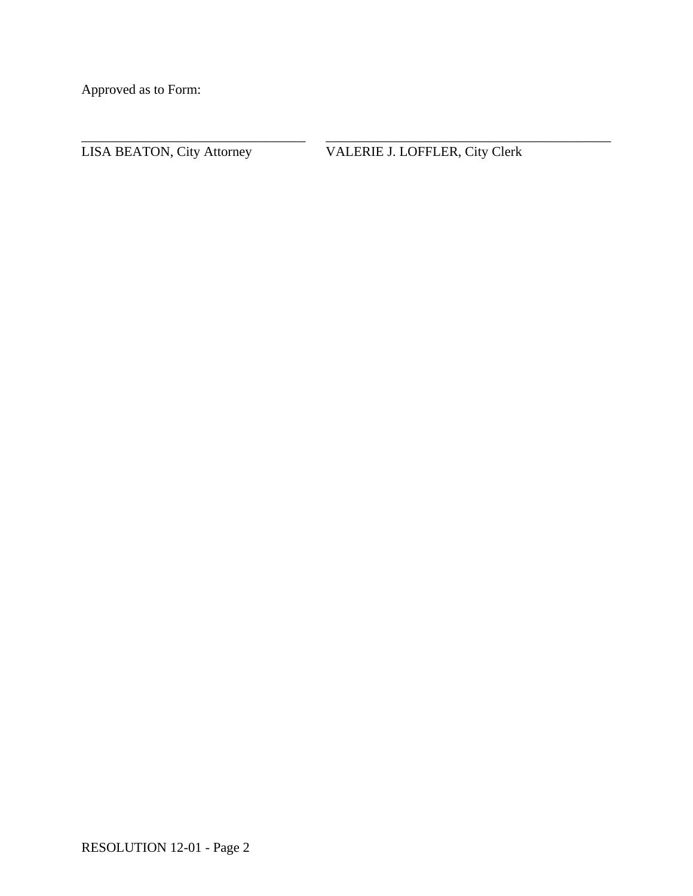Approved as to Form:

\_\_\_\_\_\_\_\_\_\_\_\_\_\_\_\_\_\_\_\_\_\_\_\_\_\_\_\_\_\_\_\_\_\_\_\_
LISA BEATON, City Attorney

\_\_\_\_\_\_\_\_\_\_\_\_\_\_\_\_\_\_\_\_\_\_\_\_\_\_\_\_\_\_\_\_\_\_\_\_\_\_\_\_\_\_\_\_\_\_
VALERIE J. LOFFLER, City Clerk

RESOLUTION 12-01 - Page 2